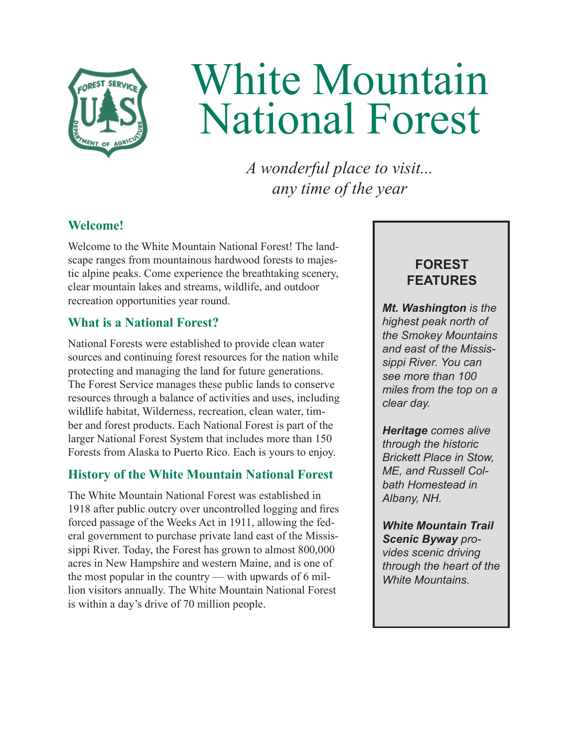# White Mountain National Forest

*A wonderful place to visit...*
*any time of the year*

## Welcome!

Welcome to the White Mountain National Forest! The landscape ranges from mountainous hardwood forests to majestic alpine peaks. Come experience the breathtaking scenery, clear mountain lakes and streams, wildlife, and outdoor recreation opportunities year round.

## What is a National Forest?

National Forests were established to provide clean water sources and continuing forest resources for the nation while protecting and managing the land for future generations. The Forest Service manages these public lands to conserve resources through a balance of activities and uses, including wildlife habitat, Wilderness, recreation, clean water, timber and forest products. Each National Forest is part of the larger National Forest System that includes more than 150 Forests from Alaska to Puerto Rico. Each is yours to enjoy.

## History of the White Mountain National Forest

The White Mountain National Forest was established in 1918 after public outcry over uncontrolled logging and fires forced passage of the Weeks Act in 1911, allowing the federal government to purchase private land east of the Mississippi River. Today, the Forest has grown to almost 800,000 acres in New Hampshire and western Maine, and is one of the most popular in the country — with upwards of 6 million visitors annually. The White Mountain National Forest is within a day's drive of 70 million people.

### FOREST FEATURES

***Mt. Washington*** *is the highest peak north of the Smokey Mountains and east of the Mississippi River. You can see more than 100 miles from the top on a clear day.*

***Heritage*** *comes alive through the historic Brickett Place in Stow, ME, and Russell Colbath Homestead in Albany, NH.*

***White Mountain Trail Scenic Byway*** *provides scenic driving through the heart of the White Mountains.*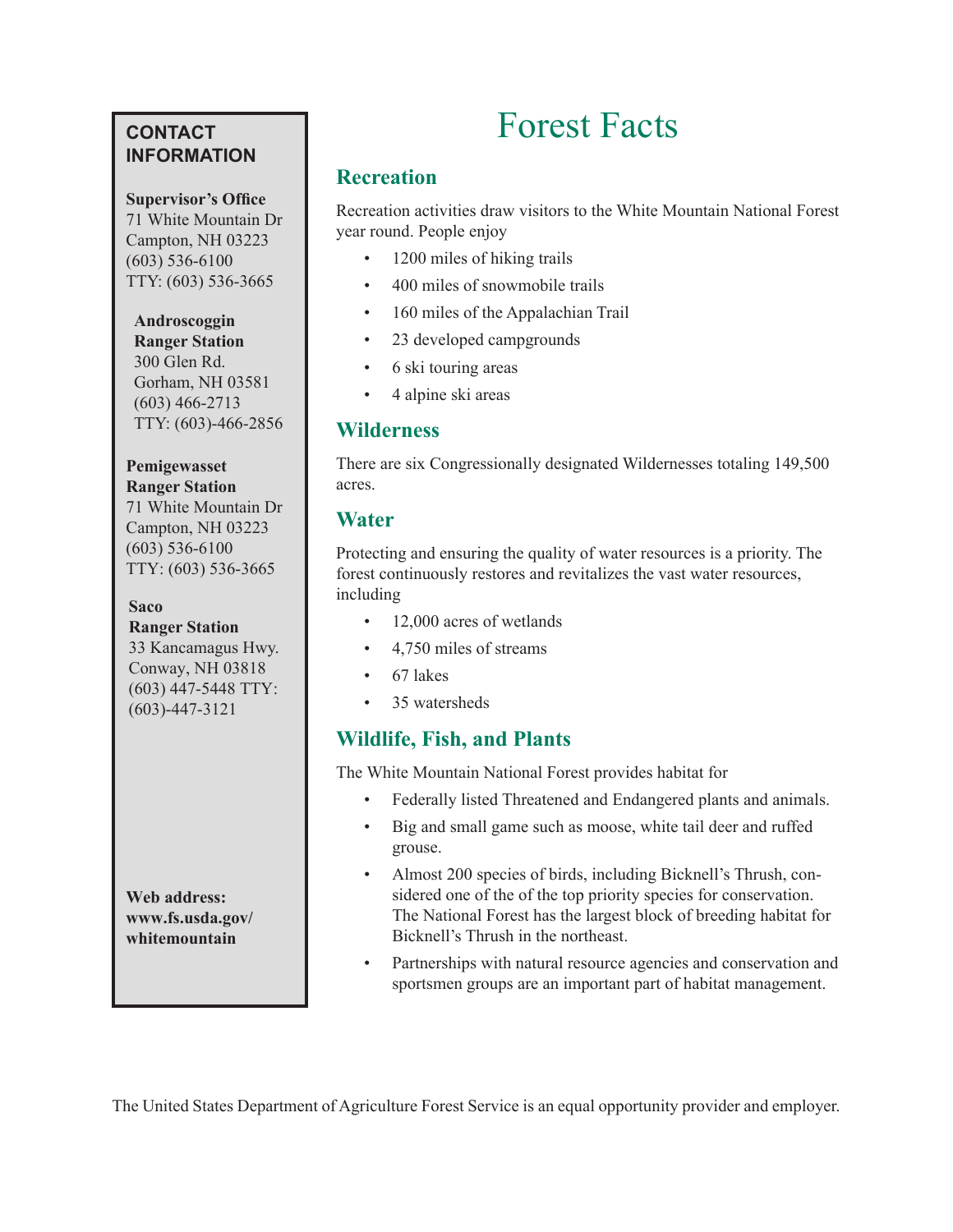## CONTACT INFORMATION

**Supervisor's Office**
71 White Mountain Dr
Campton, NH 03223
(603) 536-6100
TTY: (603) 536-3665

**Androscoggin Ranger Station**
300 Glen Rd.
Gorham, NH 03581
(603) 466-2713
TTY: (603)-466-2856

**Pemigewasset Ranger Station**
71 White Mountain Dr
Campton, NH 03223
(603) 536-6100
TTY: (603) 536-3665

**Saco Ranger Station**
33 Kancamagus Hwy.
Conway, NH 03818
(603) 447-5448 TTY: (603)-447-3121

**Web address: www.fs.usda.gov/whitemountain**

# Forest Facts

## Recreation

Recreation activities draw visitors to the White Mountain National Forest year round. People enjoy

- 1200 miles of hiking trails
- 400 miles of snowmobile trails
- 160 miles of the Appalachian Trail
- 23 developed campgrounds
- 6 ski touring areas
- 4 alpine ski areas

## Wilderness

There are six Congressionally designated Wildernesses totaling 149,500 acres.

## Water

Protecting and ensuring the quality of water resources is a priority. The forest continuously restores and revitalizes the vast water resources, including

- 12,000 acres of wetlands
- 4,750 miles of streams
- 67 lakes
- 35 watersheds

## Wildlife, Fish, and Plants

The White Mountain National Forest provides habitat for

- Federally listed Threatened and Endangered plants and animals.
- Big and small game such as moose, white tail deer and ruffed grouse.
- Almost 200 species of birds, including Bicknell's Thrush, considered one of the of the top priority species for conservation. The National Forest has the largest block of breeding habitat for Bicknell's Thrush in the northeast.
- Partnerships with natural resource agencies and conservation and sportsmen groups are an important part of habitat management.

The United States Department of Agriculture Forest Service is an equal opportunity provider and employer.